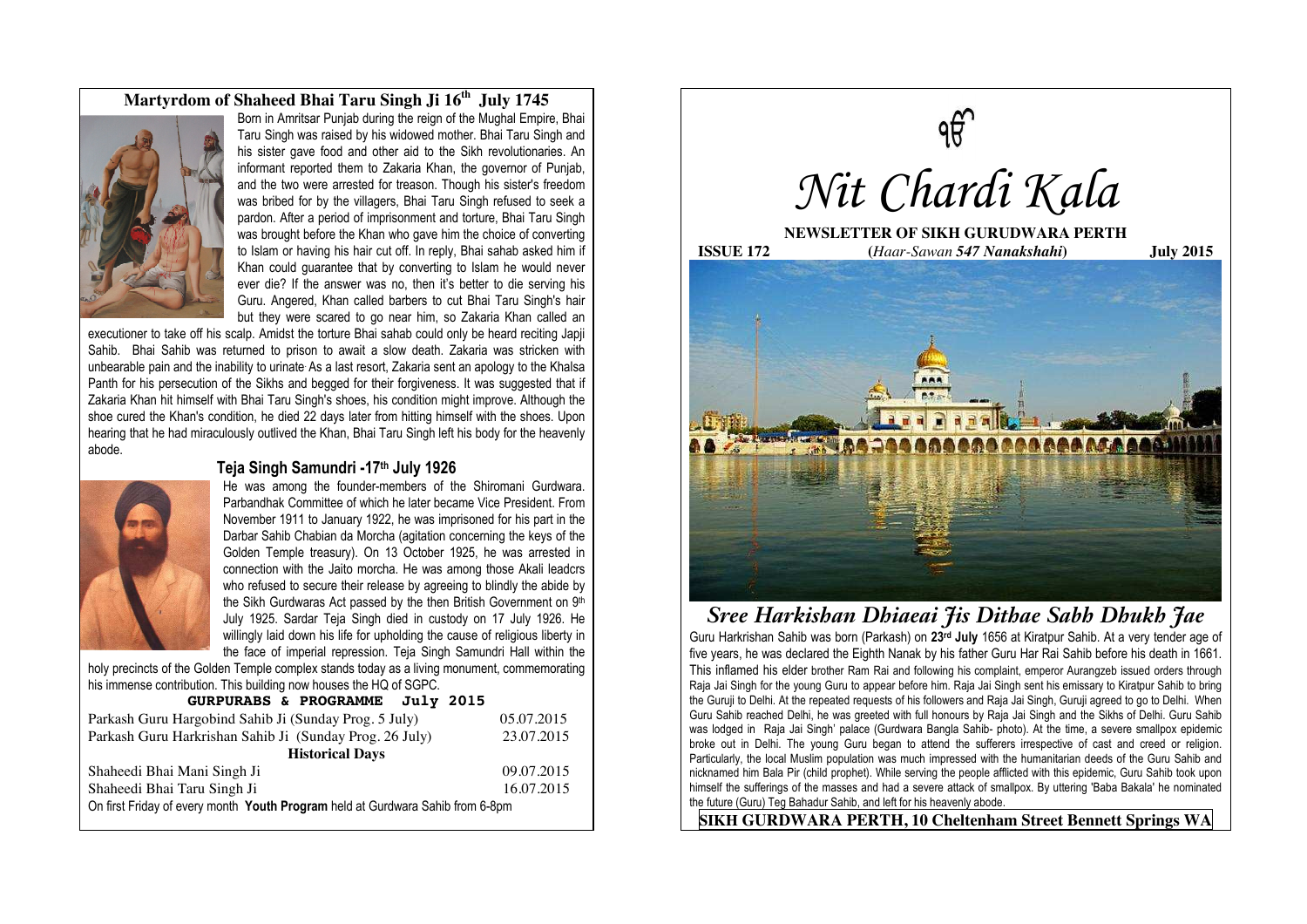## Martyrdom of Shaheed Bhai Taru Singh Ji 16th July 1745

Born in Amritsar Punjab during the reign of the Mughal Empire, Bhai Taru Singh was raised by his widowed mother. Bhai Taru Singh and his sister gave food and other aid to the Sikh revolutionaries. An informant reported them to Zakaria Khan, the governor of Punjab, and the two were arrested for treason. Though his sister's freedom was bribed for by the villagers, Bhai Taru Singh refused to seek a pardon. After a period of imprisonment and torture, Bhai Taru Singh was brought before the Khan who gave him the choice of converting to Islam or having his hair cut off. In reply, Bhai sahab asked him if Khan could guarantee that by converting to Islam he would never ever die? If the answer was no, then it's better to die serving his Guru. Angered, Khan called barbers to cut Bhai Taru Singh's hair but they were scared to go near him, so Zakaria Khan called an executioner to take off his scalp. Amidst the torture Bhai sahab could only be heard reciting Japji Sahib. Bhai Sahib was returned to prison to await a slow death. Zakaria was stricken with unbearable pain and the inability to urinate. As a last resort, Zakaria sent an apology to the Khalsa Panth for his persecution of the Sikhs and begged for their forgiveness. It was suggested that if Zakaria Khan hit himself with Bhai Taru Singh's shoes, his condition might improve. Although the shoe cured the Khan's condition, he died 22 days later from hitting himself with the shoes. Upon hearing that he had miraculously outlived the Khan, Bhai Taru Singh left his body for the heavenly abode.

### Teja Singh Samundri -17th July 1926

He was among the founder-members of the Shiromani Gurdwara. Parbandhak Committee of which he later became Vice President. From November 1911 to January 1922, he was imprisoned for his part in the Darbar Sahib Chabian da Morcha (agitation concerning the keys of the Golden Temple treasury). On 13 October 1925, he was arrested in connection with the Jaito morcha. He was among those Akali leadcrs who refused to secure their release by agreeing to blindly the abide by the Sikh Gurdwaras Act passed by the then British Government on 9th July 1925. Sardar Teja Singh died in custody on 17 July 1926. He willingly laid down his life for upholding the cause of religious liberty in the face of imperial repression. Teja Singh Samundri Hall within the holy precincts of the Golden Temple complex stands today as a living monument, commemorating his immense contribution. This building now houses the HQ of SGPC.

**GURPURABS & PROGRAMME July 2015**

| | |
|---|---|
| Parkash Guru Hargobind Sahib Ji (Sunday Prog. 5 July) | 05.07.2015 |
| Parkash Guru Harkrishan Sahib Ji (Sunday Prog. 26 July) | 23.07.2015 |
| **Historical Days** | |
| Shaheedi Bhai Mani Singh Ji | 09.07.2015 |
| Shaheedi Bhai Taru Singh Ji | 16.07.2015 |

On first Friday of every month **Youth Program** held at Gurdwara Sahib from 6-8pm

ੴ

# Nit Chardi Kala

**NEWSLETTER OF SIKH GURUDWARA PERTH**

**ISSUE 172** **(*Haar-Sawan 547 Nanakshahi*)** **July 2015**

## *Sree Harkishan Dhiaeai Jis Dithae Sabh Dhukh Jae*

Guru Harkrishan Sahib was born (Parkash) on **23rd July** 1656 at Kiratpur Sahib. At a very tender age of five years, he was declared the Eighth Nanak by his father Guru Har Rai Sahib before his death in 1661. This inflamed his elder brother Ram Rai and following his complaint, emperor Aurangzeb issued orders through Raja Jai Singh for the young Guru to appear before him. Raja Jai Singh sent his emissary to Kiratpur Sahib to bring the Guruji to Delhi. At the repeated requests of his followers and Raja Jai Singh, Guruji agreed to go to Delhi. When Guru Sahib reached Delhi, he was greeted with full honours by Raja Jai Singh and the Sikhs of Delhi. Guru Sahib was lodged in Raja Jai Singh' palace (Gurdwara Bangla Sahib- photo). At the time, a severe smallpox epidemic broke out in Delhi. The young Guru began to attend the sufferers irrespective of cast and creed or religion. Particularly, the local Muslim population was much impressed with the humanitarian deeds of the Guru Sahib and nicknamed him Bala Pir (child prophet). While serving the people afflicted with this epidemic, Guru Sahib took upon himself the sufferings of the masses and had a severe attack of smallpox. By uttering 'Baba Bakala' he nominated the future (Guru) Teg Bahadur Sahib, and left for his heavenly abode.

**SIKH GURDWARA PERTH, 10 Cheltenham Street Bennett Springs WA**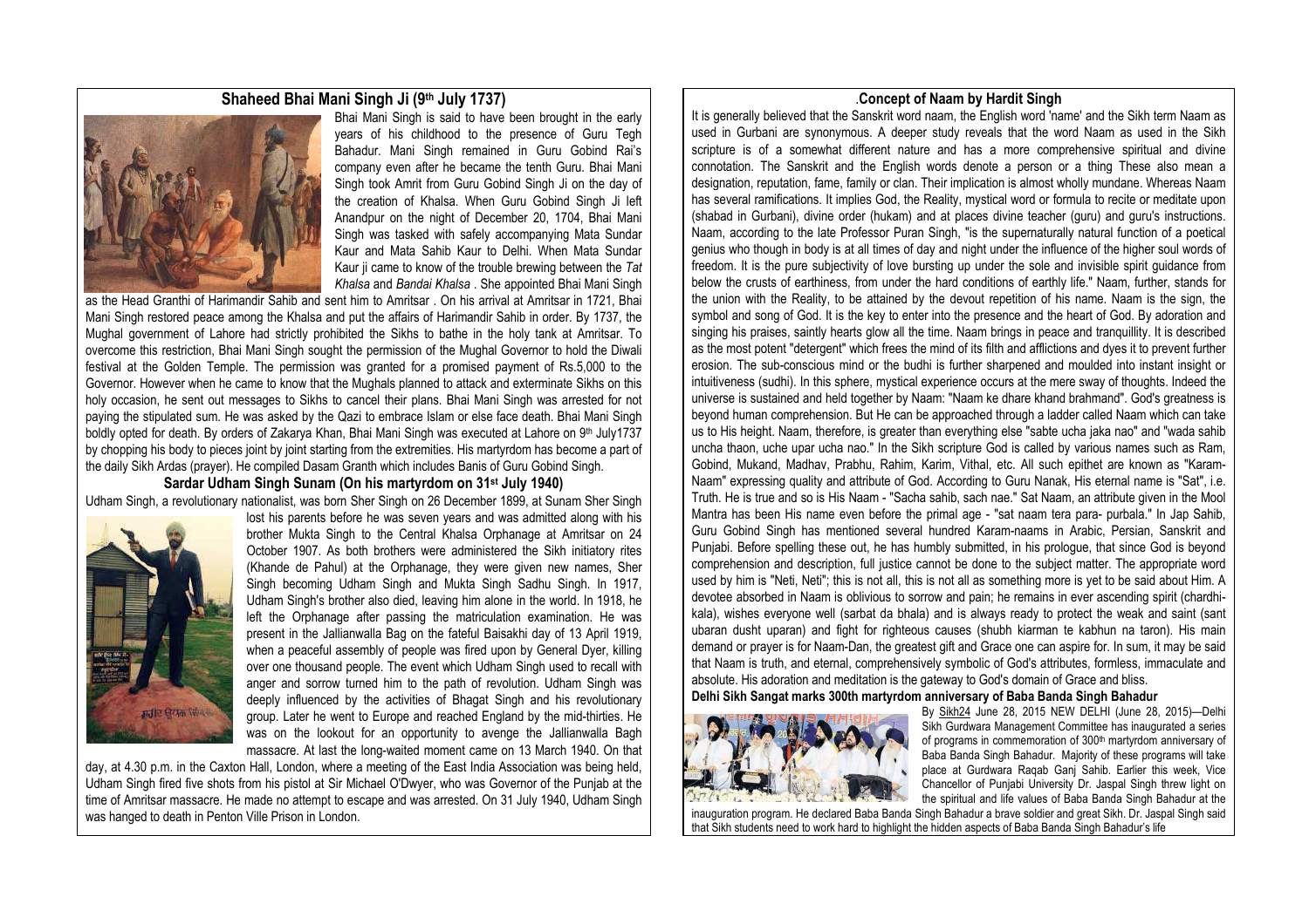## Shaheed Bhai Mani Singh Ji (9th July 1737)

Bhai Mani Singh is said to have been brought in the early years of his childhood to the presence of Guru Tegh Bahadur. Mani Singh remained in Guru Gobind Rai's company even after he became the tenth Guru. Bhai Mani Singh took Amrit from Guru Gobind Singh Ji on the day of the creation of Khalsa. When Guru Gobind Singh Ji left Anandpur on the night of December 20, 1704, Bhai Mani Singh was tasked with safely accompanying Mata Sundar Kaur and Mata Sahib Kaur to Delhi. When Mata Sundar Kaur ji came to know of the trouble brewing between the *Tat Khalsa* and *Bandai Khalsa* . She appointed Bhai Mani Singh as the Head Granthi of Harimandir Sahib and sent him to Amritsar . On his arrival at Amritsar in 1721, Bhai Mani Singh restored peace among the Khalsa and put the affairs of Harimandir Sahib in order. By 1737, the Mughal government of Lahore had strictly prohibited the Sikhs to bathe in the holy tank at Amritsar. To overcome this restriction, Bhai Mani Singh sought the permission of the Mughal Governor to hold the Diwali festival at the Golden Temple. The permission was granted for a promised payment of Rs.5,000 to the Governor. However when he came to know that the Mughals planned to attack and exterminate Sikhs on this holy occasion, he sent out messages to Sikhs to cancel their plans. Bhai Mani Singh was arrested for not paying the stipulated sum. He was asked by the Qazi to embrace Islam or else face death. Bhai Mani Singh boldly opted for death. By orders of Zakarya Khan, Bhai Mani Singh was executed at Lahore on 9th July1737 by chopping his body to pieces joint by joint starting from the extremities. His martyrdom has become a part of the daily Sikh Ardas (prayer). He compiled Dasam Granth which includes Banis of Guru Gobind Singh.

## Sardar Udham Singh Sunam (On his martyrdom on 31st July 1940)

Udham Singh, a revolutionary nationalist, was born Sher Singh on 26 December 1899, at Sunam Sher Singh lost his parents before he was seven years and was admitted along with his brother Mukta Singh to the Central Khalsa Orphanage at Amritsar on 24 October 1907. As both brothers were administered the Sikh initiatory rites (Khande de Pahul) at the Orphanage, they were given new names, Sher Singh becoming Udham Singh and Mukta Singh Sadhu Singh. In 1917, Udham Singh's brother also died, leaving him alone in the world. In 1918, he left the Orphanage after passing the matriculation examination. He was present in the Jallianwalla Bag on the fateful Baisakhi day of 13 April 1919, when a peaceful assembly of people was fired upon by General Dyer, killing over one thousand people. The event which Udham Singh used to recall with anger and sorrow turned him to the path of revolution. Udham Singh was deeply influenced by the activities of Bhagat Singh and his revolutionary group. Later he went to Europe and reached England by the mid-thirties. He was on the lookout for an opportunity to avenge the Jallianwalla Bagh massacre. At last the long-waited moment came on 13 March 1940. On that day, at 4.30 p.m. in the Caxton Hall, London, where a meeting of the East India Association was being held, Udham Singh fired five shots from his pistol at Sir Michael O'Dwyer, who was Governor of the Punjab at the time of Amritsar massacre. He made no attempt to escape and was arrested. On 31 July 1940, Udham Singh was hanged to death in Penton Ville Prison in London.

## .Concept of Naam by Hardit Singh

It is generally believed that the Sanskrit word naam, the English word 'name' and the Sikh term Naam as used in Gurbani are synonymous. A deeper study reveals that the word Naam as used in the Sikh scripture is of a somewhat different nature and has a more comprehensive spiritual and divine connotation. The Sanskrit and the English words denote a person or a thing These also mean a designation, reputation, fame, family or clan. Their implication is almost wholly mundane. Whereas Naam has several ramifications. It implies God, the Reality, mystical word or formula to recite or meditate upon (shabad in Gurbani), divine order (hukam) and at places divine teacher (guru) and guru's instructions. Naam, according to the late Professor Puran Singh, "is the supernaturally natural function of a poetical genius who though in body is at all times of day and night under the influence of the higher soul words of freedom. It is the pure subjectivity of love bursting up under the sole and invisible spirit guidance from below the crusts of earthiness, from under the hard conditions of earthly life." Naam, further, stands for the union with the Reality, to be attained by the devout repetition of his name. Naam is the sign, the symbol and song of God. It is the key to enter into the presence and the heart of God. By adoration and singing his praises, saintly hearts glow all the time. Naam brings in peace and tranquillity. It is described as the most potent "detergent" which frees the mind of its filth and afflictions and dyes it to prevent further erosion. The sub-conscious mind or the budhi is further sharpened and moulded into instant insight or intuitiveness (sudhi). In this sphere, mystical experience occurs at the mere sway of thoughts. Indeed the universe is sustained and held together by Naam: "Naam ke dhare khand brahmand". God's greatness is beyond human comprehension. But He can be approached through a ladder called Naam which can take us to His height. Naam, therefore, is greater than everything else "sabte ucha jaka nao" and "wada sahib uncha thaon, uche upar ucha nao." In the Sikh scripture God is called by various names such as Ram, Gobind, Mukand, Madhav, Prabhu, Rahim, Karim, Vithal, etc. All such epithet are known as "Karam-Naam" expressing quality and attribute of God. According to Guru Nanak, His eternal name is "Sat", i.e. Truth. He is true and so is His Naam - "Sacha sahib, sach nae." Sat Naam, an attribute given in the Mool Mantra has been His name even before the primal age - "sat naam tera para- purbala." In Jap Sahib, Guru Gobind Singh has mentioned several hundred Karam-naams in Arabic, Persian, Sanskrit and Punjabi. Before spelling these out, he has humbly submitted, in his prologue, that since God is beyond comprehension and description, full justice cannot be done to the subject matter. The appropriate word used by him is "Neti, Neti"; this is not all, this is not all as something more is yet to be said about Him. A devotee absorbed in Naam is oblivious to sorrow and pain; he remains in ever ascending spirit (chardhi-kala), wishes everyone well (sarbat da bhala) and is always ready to protect the weak and saint (sant ubaran dusht uparan) and fight for righteous causes (shubh kiarman te kabhun na taron). His main demand or prayer is for Naam-Dan, the greatest gift and Grace one can aspire for. In sum, it may be said that Naam is truth, and eternal, comprehensively symbolic of God's attributes, formless, immaculate and absolute. His adoration and meditation is the gateway to God's domain of Grace and bliss.

**Delhi Sikh Sangat marks 300th martyrdom anniversary of Baba Banda Singh Bahadur**

By Sikh24 June 28, 2015 NEW DELHI (June 28, 2015)—Delhi Sikh Gurdwara Management Committee has inaugurated a series of programs in commemoration of 300th martyrdom anniversary of Baba Banda Singh Bahadur. Majority of these programs will take place at Gurdwara Raqab Ganj Sahib. Earlier this week, Vice Chancellor of Punjabi University Dr. Jaspal Singh threw light on the spiritual and life values of Baba Banda Singh Bahadur at the inauguration program. He declared Baba Banda Singh Bahadur a brave soldier and great Sikh. Dr. Jaspal Singh said that Sikh students need to work hard to highlight the hidden aspects of Baba Banda Singh Bahadur's life